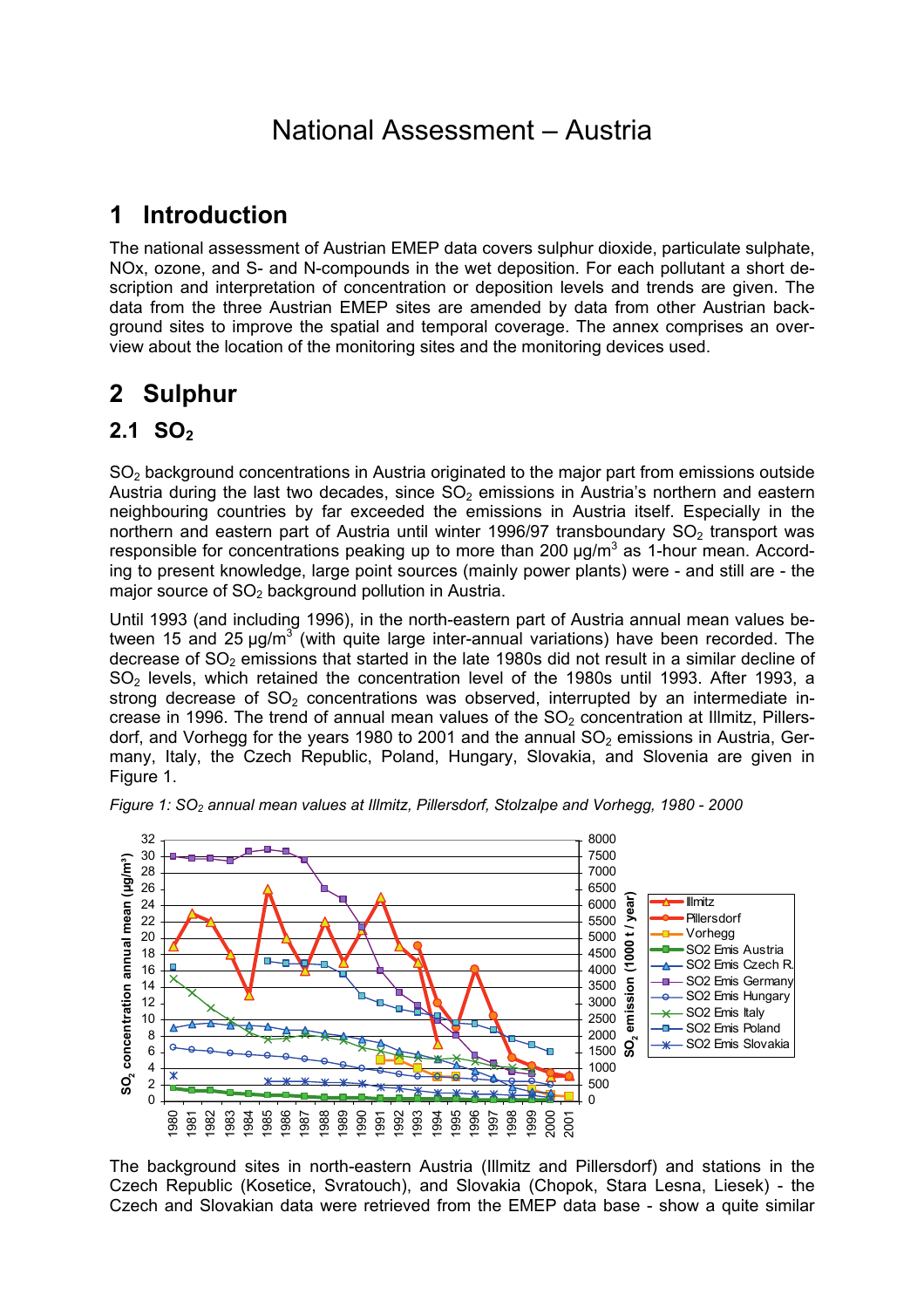# National Assessment – Austria

## 1 Introduction

The national assessment of Austrian EMEP data covers sulphur dioxide, particulate sulphate, NOx, ozone, and S- and N-compounds in the wet deposition. For each pollutant a short description and interpretation of concentration or deposition levels and trends are given. The data from the three Austrian EMEP sites are amended by data from other Austrian background sites to improve the spatial and temporal coverage. The annex comprises an overview about the location of the monitoring sites and the monitoring devices used.

## 2 Sulphur

### 2.1 $SO_2$

$SO_2$ background concentrations in Austria originated to the major part from emissions outside Austria during the last two decades, since $SO_2$ emissions in Austria's northern and eastern neighbouring countries by far exceeded the emissions in Austria itself. Especially in the northern and eastern part of Austria until winter 1996/97 transboundary $SO_2$ transport was responsible for concentrations peaking up to more than 200 µg/m$^3$ as 1-hour mean. According to present knowledge, large point sources (mainly power plants) were - and still are - the major source of $SO_2$ background pollution in Austria.

Until 1993 (and including 1996), in the north-eastern part of Austria annual mean values between 15 and 25 µg/m$^3$ (with quite large inter-annual variations) have been recorded. The decrease of $SO_2$ emissions that started in the late 1980s did not result in a similar decline of $SO_2$ levels, which retained the concentration level of the 1980s until 1993. After 1993, a strong decrease of $SO_2$ concentrations was observed, interrupted by an intermediate increase in 1996. The trend of annual mean values of the $SO_2$ concentration at Illmitz, Pillersdorf, and Vorhegg for the years 1980 to 2001 and the annual $SO_2$ emissions in Austria, Germany, Italy, the Czech Republic, Poland, Hungary, Slovakia, and Slovenia are given in Figure 1.

*Figure 1: $SO_2$ annual mean values at Illmitz, Pillersdorf, Stolzalpe and Vorhegg, 1980 - 2000*

The background sites in north-eastern Austria (Illmitz and Pillersdorf) and stations in the Czech Republic (Kosetice, Svratouch), and Slovakia (Chopok, Stara Lesna, Liesek) - the Czech and Slovakian data were retrieved from the EMEP data base - show a quite similar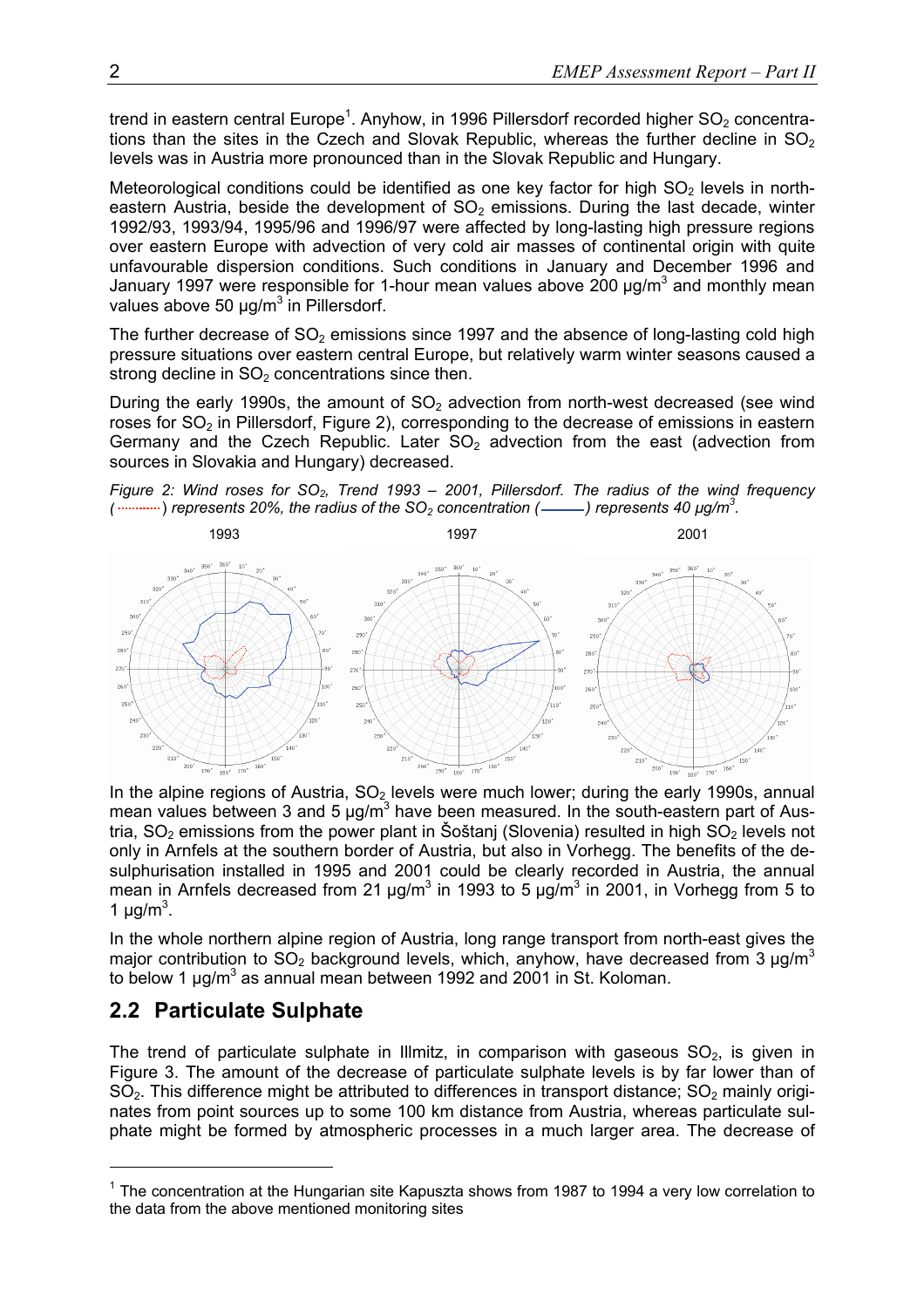trend in eastern central Europe[1]. Anyhow, in 1996 Pillersdorf recorded higher $SO_2$ concentrations than the sites in the Czech and Slovak Republic, whereas the further decline in $SO_2$ levels was in Austria more pronounced than in the Slovak Republic and Hungary.

Meteorological conditions could be identified as one key factor for high $SO_2$ levels in north-eastern Austria, beside the development of $SO_2$ emissions. During the last decade, winter 1992/93, 1993/94, 1995/96 and 1996/97 were affected by long-lasting high pressure regions over eastern Europe with advection of very cold air masses of continental origin with quite unfavourable dispersion conditions. Such conditions in January and December 1996 and January 1997 were responsible for 1-hour mean values above 200 µg/m$^3$ and monthly mean values above 50 µg/m$^3$ in Pillersdorf.

The further decrease of $SO_2$ emissions since 1997 and the absence of long-lasting cold high pressure situations over eastern central Europe, but relatively warm winter seasons caused a strong decline in $SO_2$ concentrations since then.

During the early 1990s, the amount of $SO_2$ advection from north-west decreased (see wind roses for $SO_2$ in Pillersdorf, Figure 2), corresponding to the decrease of emissions in eastern Germany and the Czech Republic. Later $SO_2$ advection from the east (advection from sources in Slovakia and Hungary) decreased.

*Figure 2: Wind roses for $SO_2$, Trend 1993 – 2001, Pillersdorf. The radius of the wind frequency (············) represents 20%, the radius of the $SO_2$ concentration (———) represents 40 µg/m$^3$.*

1993 1997 2001

In the alpine regions of Austria, $SO_2$ levels were much lower; during the early 1990s, annual mean values between 3 and 5 µg/m$^3$ have been measured. In the south-eastern part of Austria, $SO_2$ emissions from the power plant in Šoštanj (Slovenia) resulted in high $SO_2$ levels not only in Arnfels at the southern border of Austria, but also in Vorhegg. The benefits of the desulphurisation installed in 1995 and 2001 could be clearly recorded in Austria, the annual mean in Arnfels decreased from 21 µg/m$^3$ in 1993 to 5 µg/m$^3$ in 2001, in Vorhegg from 5 to 1 µg/m$^3$.

In the whole northern alpine region of Austria, long range transport from north-east gives the major contribution to $SO_2$ background levels, which, anyhow, have decreased from 3 µg/m$^3$ to below 1 µg/m$^3$ as annual mean between 1992 and 2001 in St. Koloman.

## 2.2 Particulate Sulphate

The trend of particulate sulphate in Illmitz, in comparison with gaseous $SO_2$, is given in Figure 3. The amount of the decrease of particulate sulphate levels is by far lower than of $SO_2$. This difference might be attributed to differences in transport distance; $SO_2$ mainly originates from point sources up to some 100 km distance from Austria, whereas particulate sulphate might be formed by atmospheric processes in a much larger area. The decrease of

[1] The concentration at the Hungarian site Kapuszta shows from 1987 to 1994 a very low correlation to the data from the above mentioned monitoring sites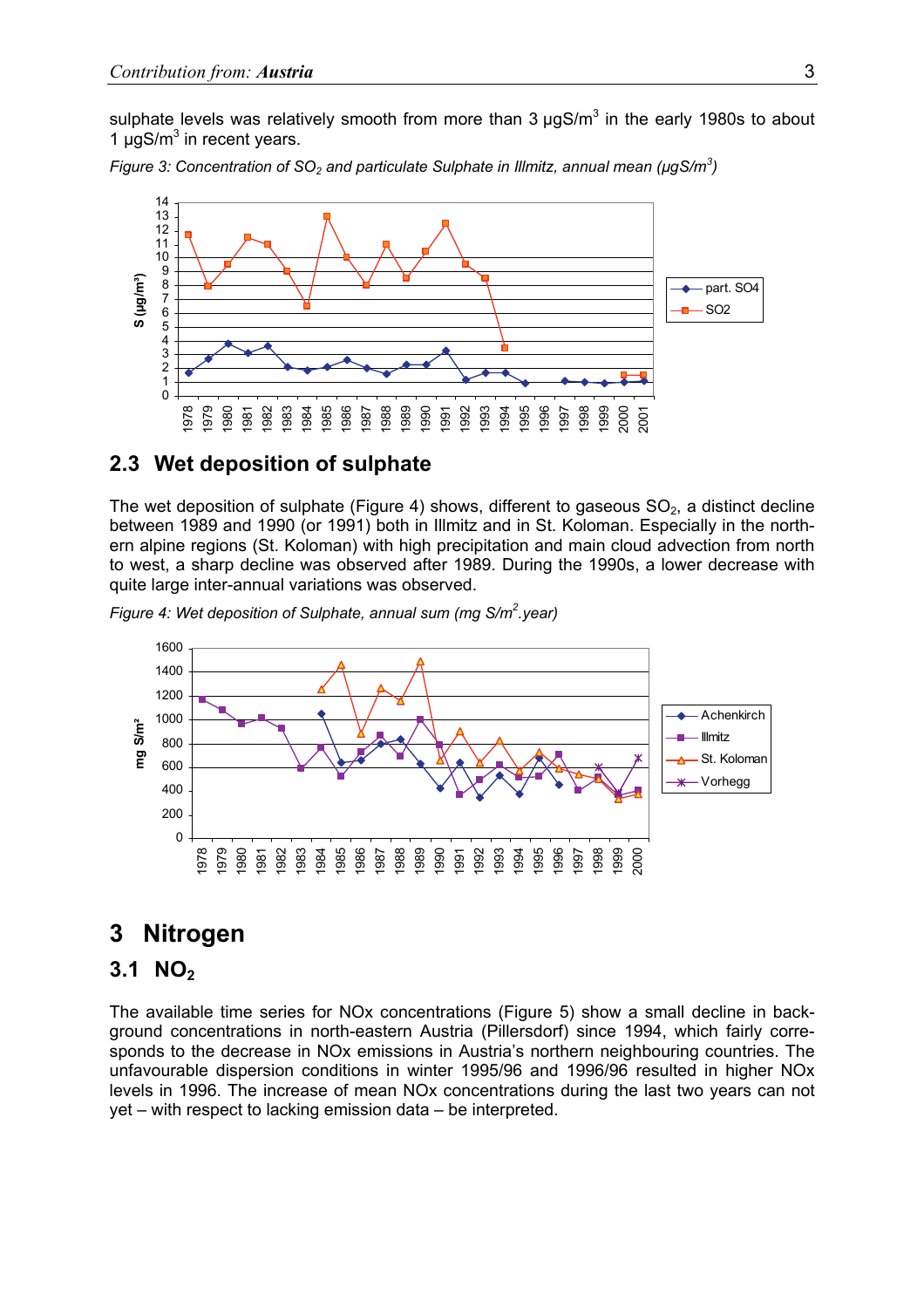sulphate levels was relatively smooth from more than 3 µgS/m$^3$ in the early 1980s to about 1 µgS/m$^3$ in recent years.

*Figure 3: Concentration of $SO_2$ and particulate Sulphate in Illmitz, annual mean (µgS/m$^3$)*

## 2.3 Wet deposition of sulphate

The wet deposition of sulphate (Figure 4) shows, different to gaseous $SO_2$, a distinct decline between 1989 and 1990 (or 1991) both in Illmitz and in St. Koloman. Especially in the northern alpine regions (St. Koloman) with high precipitation and main cloud advection from north to west, a sharp decline was observed after 1989. During the 1990s, a lower decrease with quite large inter-annual variations was observed.

*Figure 4: Wet deposition of Sulphate, annual sum (mg S/m$^2$.year)*

# 3 Nitrogen

## 3.1 $NO_2$

The available time series for NOx concentrations (Figure 5) show a small decline in background concentrations in north-eastern Austria (Pillersdorf) since 1994, which fairly corresponds to the decrease in NOx emissions in Austria's northern neighbouring countries. The unfavourable dispersion conditions in winter 1995/96 and 1996/96 resulted in higher NOx levels in 1996. The increase of mean NOx concentrations during the last two years can not yet – with respect to lacking emission data – be interpreted.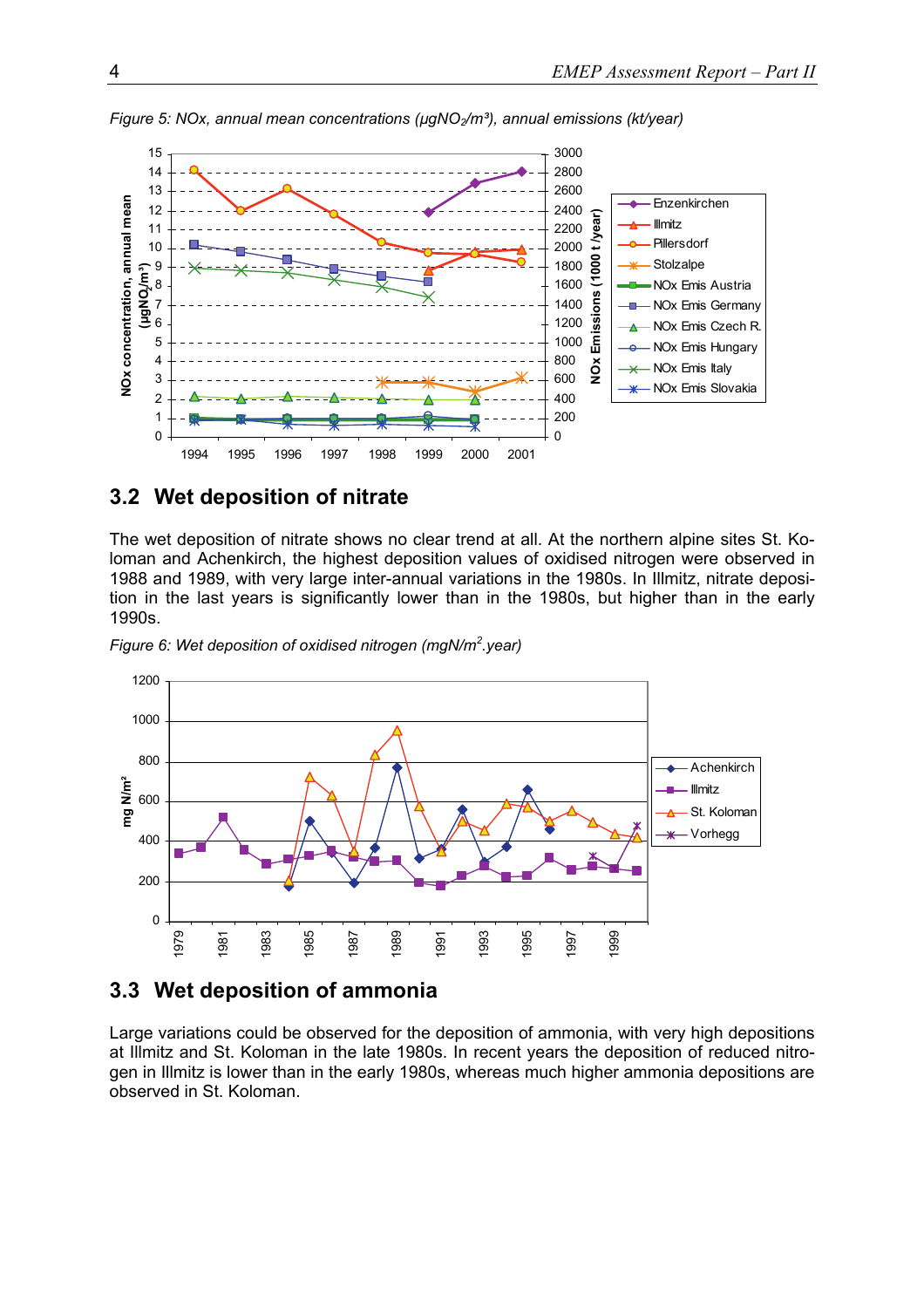*Figure 5: NOx, annual mean concentrations (µg$NO_2$/m³), annual emissions (kt/year)*

## 3.2 Wet deposition of nitrate

The wet deposition of nitrate shows no clear trend at all. At the northern alpine sites St. Koloman and Achenkirch, the highest deposition values of oxidised nitrogen were observed in 1988 and 1989, with very large inter-annual variations in the 1980s. In Illmitz, nitrate deposition in the last years is significantly lower than in the 1980s, but higher than in the early 1990s.

*Figure 6: Wet deposition of oxidised nitrogen (mgN/m$^2$.year)*

## 3.3 Wet deposition of ammonia

Large variations could be observed for the deposition of ammonia, with very high depositions at Illmitz and St. Koloman in the late 1980s. In recent years the deposition of reduced nitrogen in Illmitz is lower than in the early 1980s, whereas much higher ammonia depositions are observed in St. Koloman.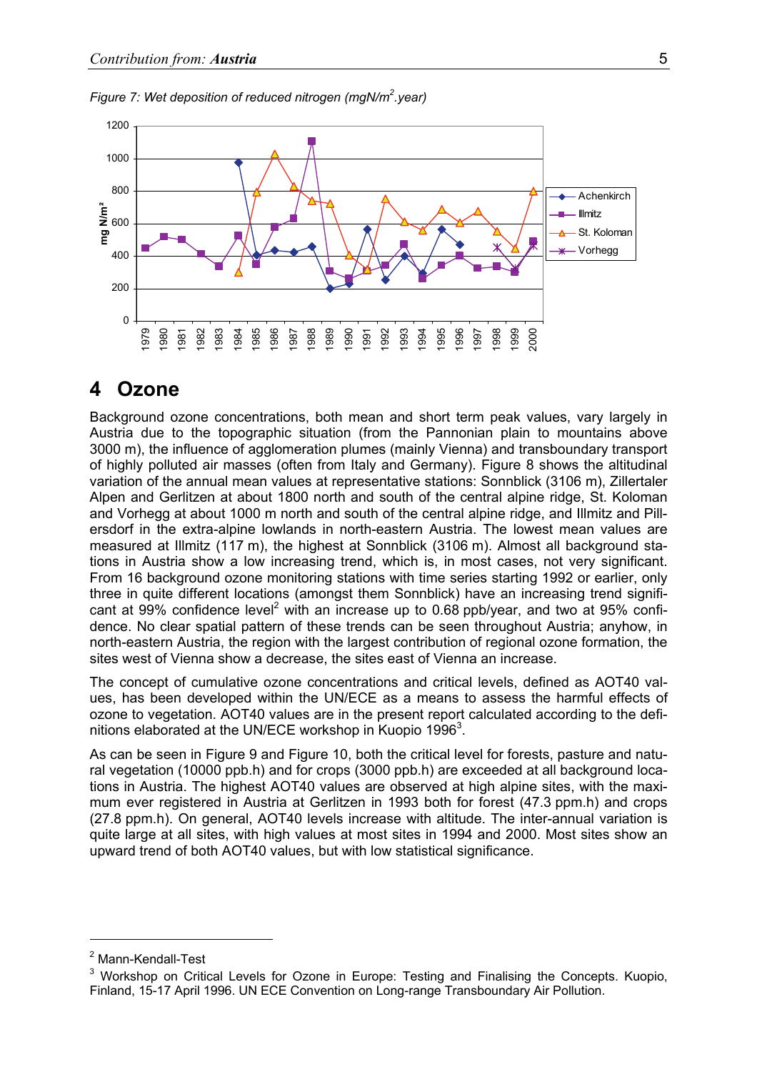*Figure 7: Wet deposition of reduced nitrogen (mgN/m$^2$.year)*

# 4 Ozone

Background ozone concentrations, both mean and short term peak values, vary largely in Austria due to the topographic situation (from the Pannonian plain to mountains above 3000 m), the influence of agglomeration plumes (mainly Vienna) and transboundary transport of highly polluted air masses (often from Italy and Germany). Figure 8 shows the altitudinal variation of the annual mean values at representative stations: Sonnblick (3106 m), Zillertaler Alpen and Gerlitzen at about 1800 north and south of the central alpine ridge, St. Koloman and Vorhegg at about 1000 m north and south of the central alpine ridge, and Illmitz and Pillersdorf in the extra-alpine lowlands in north-eastern Austria. The lowest mean values are measured at Illmitz (117 m), the highest at Sonnblick (3106 m). Almost all background stations in Austria show a low increasing trend, which is, in most cases, not very significant. From 16 background ozone monitoring stations with time series starting 1992 or earlier, only three in quite different locations (amongst them Sonnblick) have an increasing trend significant at 99% confidence level[2] with an increase up to 0.68 ppb/year, and two at 95% confidence. No clear spatial pattern of these trends can be seen throughout Austria; anyhow, in north-eastern Austria, the region with the largest contribution of regional ozone formation, the sites west of Vienna show a decrease, the sites east of Vienna an increase.

The concept of cumulative ozone concentrations and critical levels, defined as AOT40 values, has been developed within the UN/ECE as a means to assess the harmful effects of ozone to vegetation. AOT40 values are in the present report calculated according to the definitions elaborated at the UN/ECE workshop in Kuopio 1996[3].

As can be seen in Figure 9 and Figure 10, both the critical level for forests, pasture and natural vegetation (10000 ppb.h) and for crops (3000 ppb.h) are exceeded at all background locations in Austria. The highest AOT40 values are observed at high alpine sites, with the maximum ever registered in Austria at Gerlitzen in 1993 both for forest (47.3 ppm.h) and crops (27.8 ppm.h). On general, AOT40 levels increase with altitude. The inter-annual variation is quite large at all sites, with high values at most sites in 1994 and 2000. Most sites show an upward trend of both AOT40 values, but with low statistical significance.

---

[2] Mann-Kendall-Test

[3] Workshop on Critical Levels for Ozone in Europe: Testing and Finalising the Concepts. Kuopio, Finland, 15-17 April 1996. UN ECE Convention on Long-range Transboundary Air Pollution.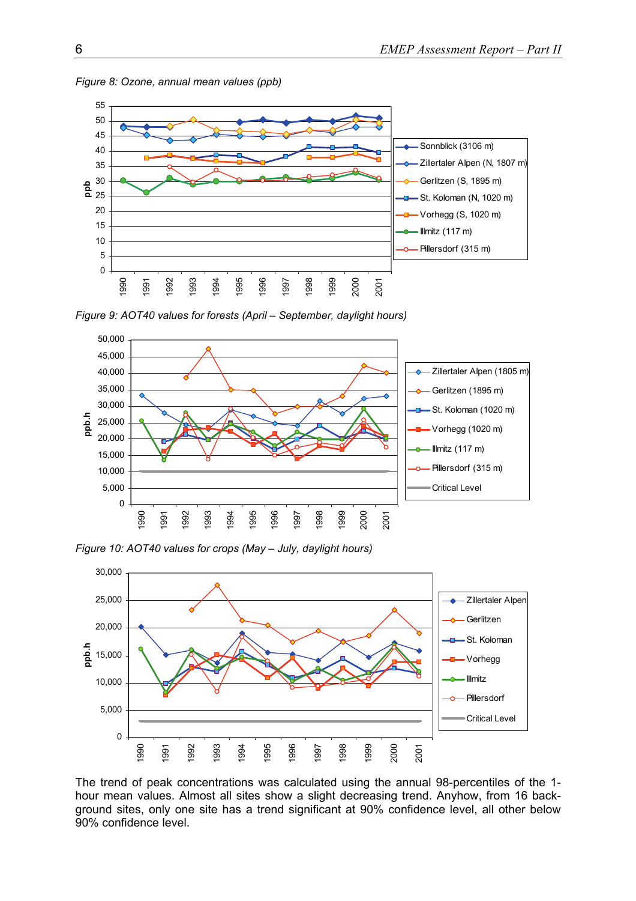*Figure 8: Ozone, annual mean values (ppb)*

*Figure 9: AOT40 values for forests (April – September, daylight hours)*

*Figure 10: AOT40 values for crops (May – July, daylight hours)*

The trend of peak concentrations was calculated using the annual 98-percentiles of the 1-hour mean values. Almost all sites show a slight decreasing trend. Anyhow, from 16 back-ground sites, only one site has a trend significant at 90% confidence level, all other below 90% confidence level.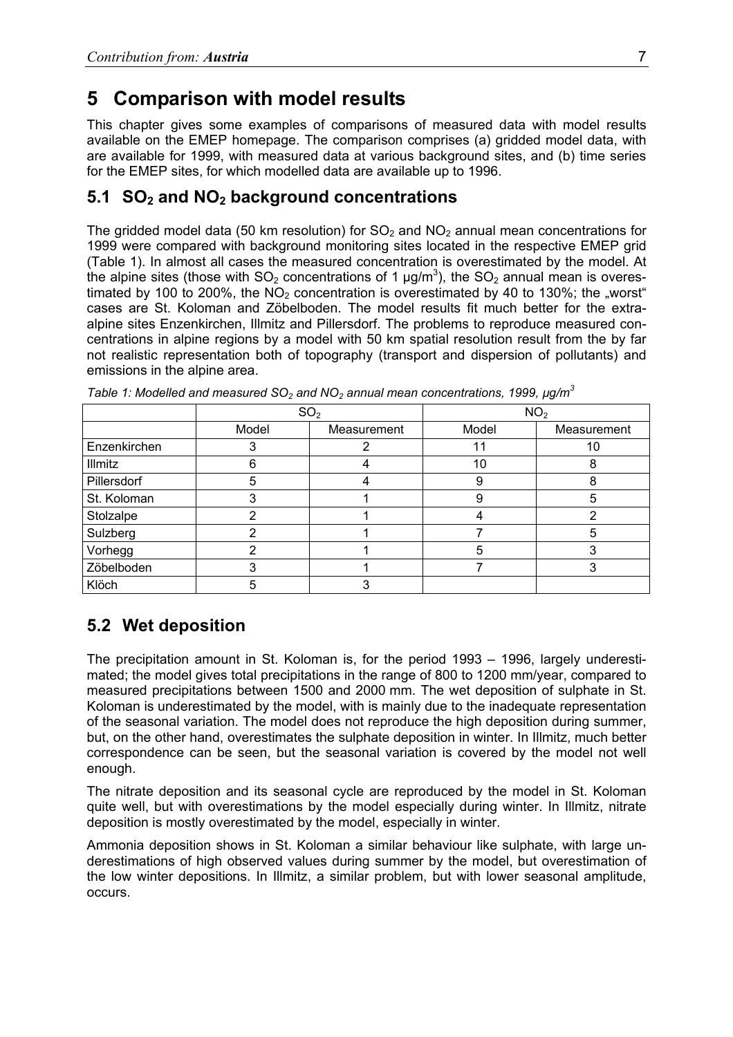# 5 Comparison with model results

This chapter gives some examples of comparisons of measured data with model results available on the EMEP homepage. The comparison comprises (a) gridded model data, with are available for 1999, with measured data at various background sites, and (b) time series for the EMEP sites, for which modelled data are available up to 1996.

## 5.1 $SO_2$ and $NO_2$ background concentrations

The gridded model data (50 km resolution) for $SO_2$ and $NO_2$ annual mean concentrations for 1999 were compared with background monitoring sites located in the respective EMEP grid (Table 1). In almost all cases the measured concentration is overestimated by the model. At the alpine sites (those with $SO_2$ concentrations of 1 µg/m$^3$), the $SO_2$ annual mean is overestimated by 100 to 200%, the $NO_2$ concentration is overestimated by 40 to 130%; the „worst" cases are St. Koloman and Zöbelboden. The model results fit much better for the extra-alpine sites Enzenkirchen, Illmitz and Pillersdorf. The problems to reproduce measured concentrations in alpine regions by a model with 50 km spatial resolution result from the by far not realistic representation both of topography (transport and dispersion of pollutants) and emissions in the alpine area.

*Table 1: Modelled and measured $SO_2$ and $NO_2$ annual mean concentrations, 1999, µg/m$^3$*

| | $SO_2$ | | $NO_2$ | |
|---|---|---|---|---|
| | Model | Measurement | Model | Measurement |
| Enzenkirchen | 3 | 2 | 11 | 10 |
| Illmitz | 6 | 4 | 10 | 8 |
| Pillersdorf | 5 | 4 | 9 | 8 |
| St. Koloman | 3 | 1 | 9 | 5 |
| Stolzalpe | 2 | 1 | 4 | 2 |
| Sulzberg | 2 | 1 | 7 | 5 |
| Vorhegg | 2 | 1 | 5 | 3 |
| Zöbelboden | 3 | 1 | 7 | 3 |
| Klöch | 5 | 3 | | |

## 5.2 Wet deposition

The precipitation amount in St. Koloman is, for the period 1993 – 1996, largely underestimated; the model gives total precipitations in the range of 800 to 1200 mm/year, compared to measured precipitations between 1500 and 2000 mm. The wet deposition of sulphate in St. Koloman is underestimated by the model, with is mainly due to the inadequate representation of the seasonal variation. The model does not reproduce the high deposition during summer, but, on the other hand, overestimates the sulphate deposition in winter. In Illmitz, much better correspondence can be seen, but the seasonal variation is covered by the model not well enough.

The nitrate deposition and its seasonal cycle are reproduced by the model in St. Koloman quite well, but with overestimations by the model especially during winter. In Illmitz, nitrate deposition is mostly overestimated by the model, especially in winter.

Ammonia deposition shows in St. Koloman a similar behaviour like sulphate, with large underestimations of high observed values during summer by the model, but overestimation of the low winter depositions. In Illmitz, a similar problem, but with lower seasonal amplitude, occurs.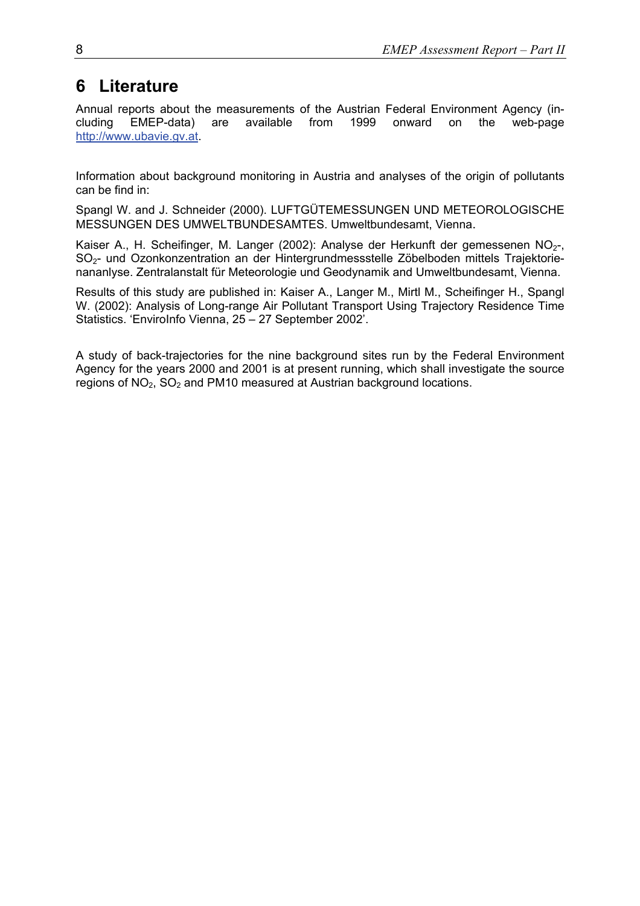# 6 Literature

Annual reports about the measurements of the Austrian Federal Environment Agency (including EMEP-data) are available from 1999 onward on the web-page http://www.ubavie.gv.at.

Information about background monitoring in Austria and analyses of the origin of pollutants can be find in:

Spangl W. and J. Schneider (2000). LUFTGÜTEMESSUNGEN UND METEOROLOGISCHE MESSUNGEN DES UMWELTBUNDESAMTES. Umweltbundesamt, Vienna.

Kaiser A., H. Scheifinger, M. Langer (2002): Analyse der Herkunft der gemessenen $NO_2$-, $SO_2$- und Ozonkonzentration an der Hintergrundmessstelle Zöbelboden mittels Trajektorienananlyse. Zentralanstalt für Meteorologie und Geodynamik and Umweltbundesamt, Vienna.

Results of this study are published in: Kaiser A., Langer M., Mirtl M., Scheifinger H., Spangl W. (2002): Analysis of Long-range Air Pollutant Transport Using Trajectory Residence Time Statistics. 'EnviroInfo Vienna, 25 – 27 September 2002'.

A study of back-trajectories for the nine background sites run by the Federal Environment Agency for the years 2000 and 2001 is at present running, which shall investigate the source regions of $NO_2$, $SO_2$ and PM10 measured at Austrian background locations.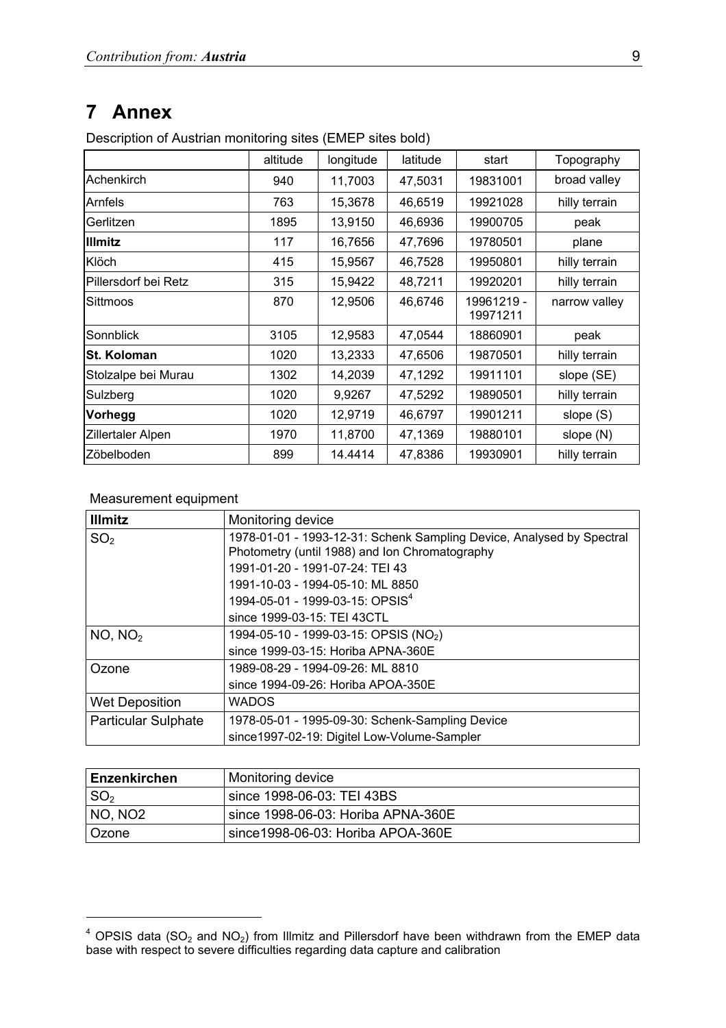# 7 Annex

Description of Austrian monitoring sites (EMEP sites bold)

| | altitude | longitude | latitude | start | Topography |
|---|---|---|---|---|---|
| Achenkirch | 940 | 11,7003 | 47,5031 | 19831001 | broad valley |
| Arnfels | 763 | 15,3678 | 46,6519 | 19921028 | hilly terrain |
| Gerlitzen | 1895 | 13,9150 | 46,6936 | 19900705 | peak |
| **Illmitz** | 117 | 16,7656 | 47,7696 | 19780501 | plane |
| Klöch | 415 | 15,9567 | 46,7528 | 19950801 | hilly terrain |
| Pillersdorf bei Retz | 315 | 15,9422 | 48,7211 | 19920201 | hilly terrain |
| Sittmoos | 870 | 12,9506 | 46,6746 | 19961219 - 19971211 | narrow valley |
| Sonnblick | 3105 | 12,9583 | 47,0544 | 18860901 | peak |
| **St. Koloman** | 1020 | 13,2333 | 47,6506 | 19870501 | hilly terrain |
| Stolzalpe bei Murau | 1302 | 14,2039 | 47,1292 | 19911101 | slope (SE) |
| Sulzberg | 1020 | 9,9267 | 47,5292 | 19890501 | hilly terrain |
| **Vorhegg** | 1020 | 12,9719 | 46,6797 | 19901211 | slope (S) |
| Zillertaler Alpen | 1970 | 11,8700 | 47,1369 | 19880101 | slope (N) |
| Zöbelboden | 899 | 14.4414 | 47,8386 | 19930901 | hilly terrain |

Measurement equipment

| **Illmitz** | Monitoring device |
|---|---|
| $SO_2$ | 1978-01-01 - 1993-12-31: Schenk Sampling Device, Analysed by Spectral Photometry (until 1988) and Ion Chromatography |
| | 1991-01-20 - 1991-07-24: TEI 43 |
| | 1991-10-03 - 1994-05-10: ML 8850 |
| | 1994-05-01 - 1999-03-15: OPSIS[4] |
| | since 1999-03-15: TEI 43CTL |
| NO, $NO_2$ | 1994-05-10 - 1999-03-15: OPSIS ($NO_2$) |
| | since 1999-03-15: Horiba APNA-360E |
| Ozone | 1989-08-29 - 1994-09-26: ML 8810 |
| | since 1994-09-26: Horiba APOA-350E |
| Wet Deposition | WADOS |
| Particular Sulphate | 1978-05-01 - 1995-09-30: Schenk-Sampling Device |
| | since1997-02-19: Digitel Low-Volume-Sampler |

| **Enzenkirchen** | Monitoring device |
|---|---|
| $SO_2$ | since 1998-06-03: TEI 43BS |
| NO, NO2 | since 1998-06-03: Horiba APNA-360E |
| Ozone | since1998-06-03: Horiba APOA-360E |

[4] OPSIS data ($SO_2$ and $NO_2$) from Illmitz and Pillersdorf have been withdrawn from the EMEP data base with respect to severe difficulties regarding data capture and calibration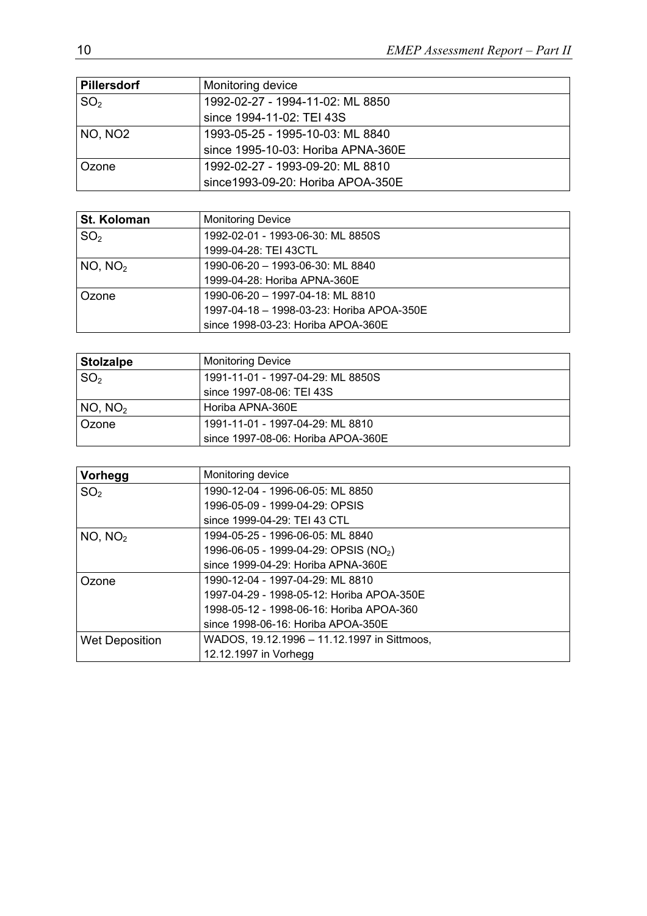| **Pillersdorf** | Monitoring device |
| --- | --- |
| $SO_2$ | 1992-02-27 - 1994-11-02: ML 8850<br>since 1994-11-02: TEI 43S |
| NO, NO2 | 1993-05-25 - 1995-10-03: ML 8840<br>since 1995-10-03: Horiba APNA-360E |
| Ozone | 1992-02-27 - 1993-09-20: ML 8810<br>since1993-09-20: Horiba APOA-350E |

| **St. Koloman** | Monitoring Device |
| --- | --- |
| $SO_2$ | 1992-02-01 - 1993-06-30: ML 8850S<br>1999-04-28: TEI 43CTL |
| NO, $NO_2$ | 1990-06-20 – 1993-06-30: ML 8840<br>1999-04-28: Horiba APNA-360E |
| Ozone | 1990-06-20 – 1997-04-18: ML 8810<br>1997-04-18 – 1998-03-23: Horiba APOA-350E<br>since 1998-03-23: Horiba APOA-360E |

| **Stolzalpe** | Monitoring Device |
| --- | --- |
| $SO_2$ | 1991-11-01 - 1997-04-29: ML 8850S<br>since 1997-08-06: TEI 43S |
| NO, $NO_2$ | Horiba APNA-360E |
| Ozone | 1991-11-01 - 1997-04-29: ML 8810<br>since 1997-08-06: Horiba APOA-360E |

| **Vorhegg** | Monitoring device |
| --- | --- |
| $SO_2$ | 1990-12-04 - 1996-06-05: ML 8850<br>1996-05-09 - 1999-04-29: OPSIS<br>since 1999-04-29: TEI 43 CTL |
| NO, $NO_2$ | 1994-05-25 - 1996-06-05: ML 8840<br>1996-06-05 - 1999-04-29: OPSIS ($NO_2$)<br>since 1999-04-29: Horiba APNA-360E |
| Ozone | 1990-12-04 - 1997-04-29: ML 8810<br>1997-04-29 - 1998-05-12: Horiba APOA-350E<br>1998-05-12 - 1998-06-16: Horiba APOA-360<br>since 1998-06-16: Horiba APOA-350E |
| Wet Deposition | WADOS, 19.12.1996 – 11.12.1997 in Sittmoos,<br>12.12.1997 in Vorhegg |